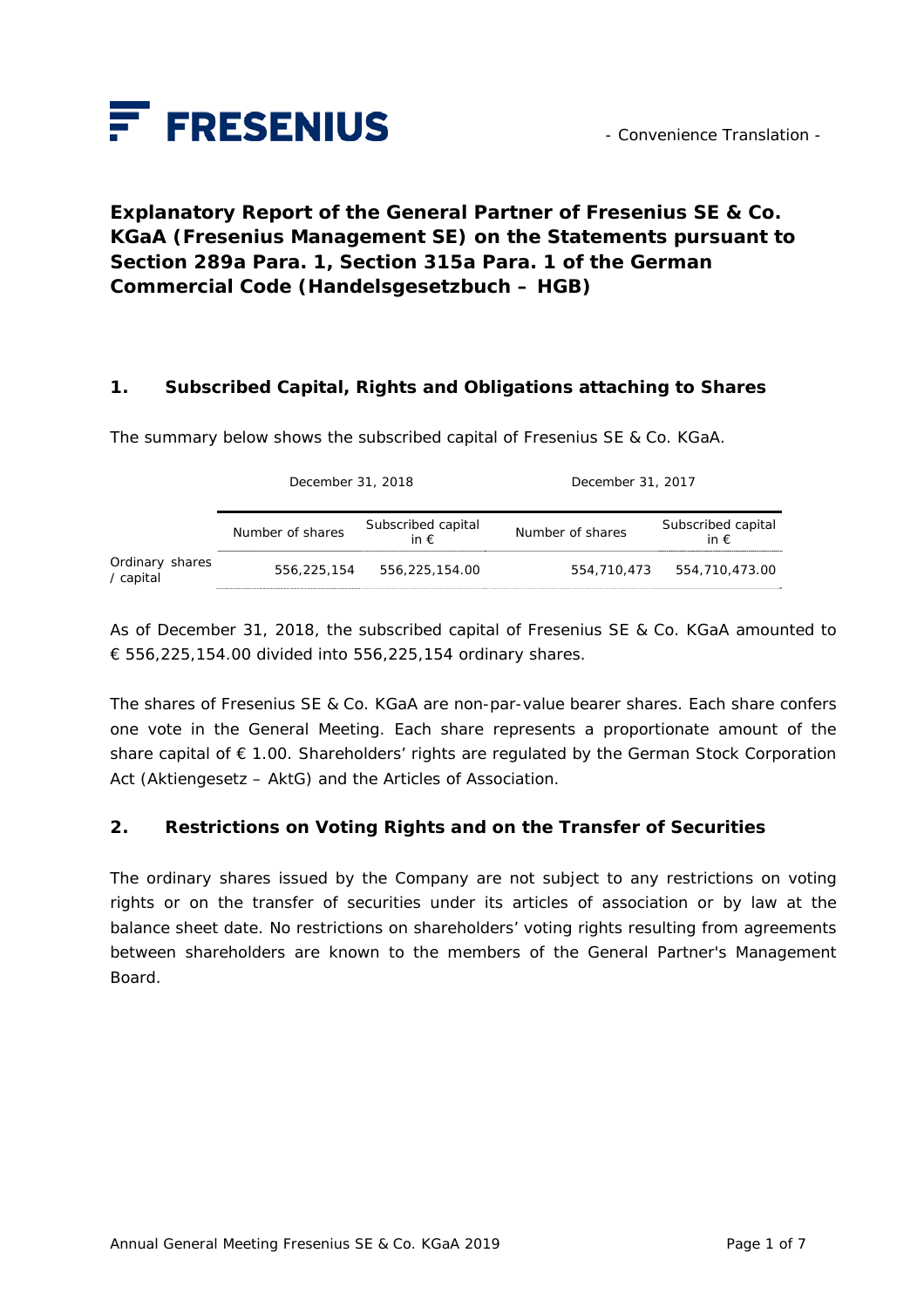- Convenience Translation -

# Explanatory Report of the General Partner of Fresenius SE & Co. KGaA (Fresenius Management SE) on the Statements pursuant to Section 289a Para. 1, Section 315a Para. 1 of the German Commercial Code (Handelsgesetzbuch – HGB)

## 1. Subscribed Capital, Rights and Obligations attaching to Shares

The summary below shows the subscribed capital of Fresenius SE & Co. KGaA.

| | December 31, 2018 | | December 31, 2017 | |
|---|---|---|---|---|
| | Number of shares | Subscribed capital in € | Number of shares | Subscribed capital in € |
| Ordinary shares / capital | 556,225,154 | 556,225,154.00 | 554,710,473 | 554,710,473.00 |

As of December 31, 2018, the subscribed capital of Fresenius SE & Co. KGaA amounted to € 556,225,154.00 divided into 556,225,154 ordinary shares.

The shares of Fresenius SE & Co. KGaA are non-par-value bearer shares. Each share confers one vote in the General Meeting. Each share represents a proportionate amount of the share capital of € 1.00. Shareholders' rights are regulated by the German Stock Corporation Act (Aktiengesetz – AktG) and the Articles of Association.

## 2. Restrictions on Voting Rights and on the Transfer of Securities

The ordinary shares issued by the Company are not subject to any restrictions on voting rights or on the transfer of securities under its articles of association or by law at the balance sheet date. No restrictions on shareholders' voting rights resulting from agreements between shareholders are known to the members of the General Partner's Management Board.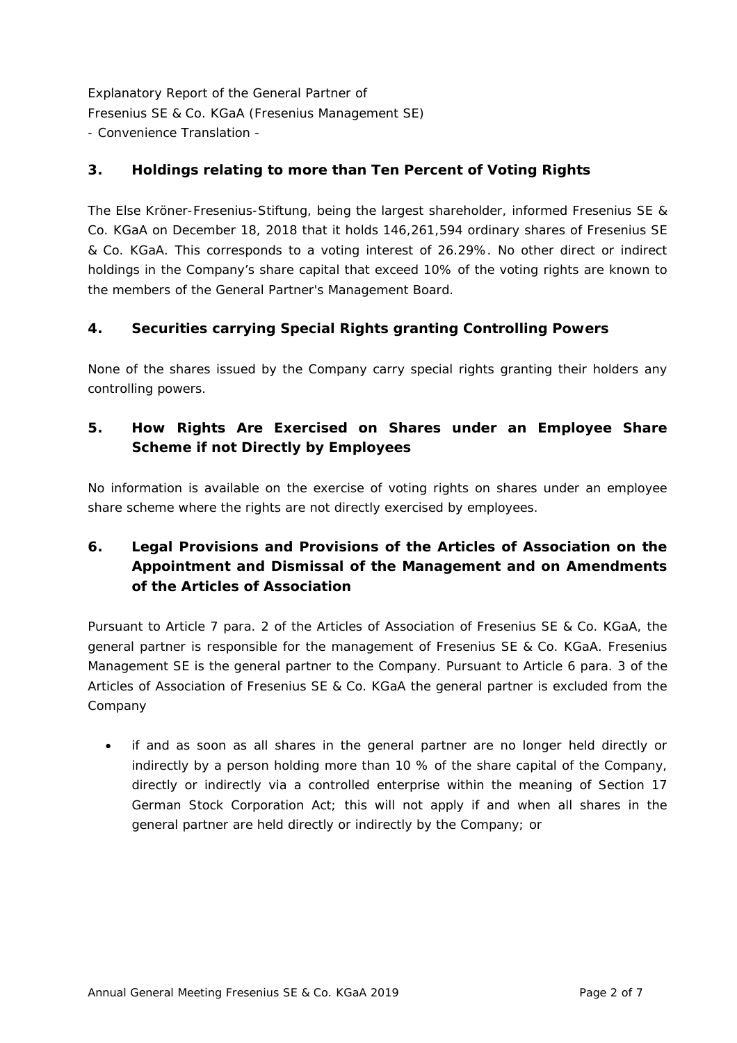## 3. Holdings relating to more than Ten Percent of Voting Rights

The Else Kröner-Fresenius-Stiftung, being the largest shareholder, informed Fresenius SE & Co. KGaA on December 18, 2018 that it holds 146,261,594 ordinary shares of Fresenius SE & Co. KGaA. This corresponds to a voting interest of 26.29%. No other direct or indirect holdings in the Company's share capital that exceed 10% of the voting rights are known to the members of the General Partner's Management Board.

## 4. Securities carrying Special Rights granting Controlling Powers

None of the shares issued by the Company carry special rights granting their holders any controlling powers.

## 5. How Rights Are Exercised on Shares under an Employee Share Scheme if not Directly by Employees

No information is available on the exercise of voting rights on shares under an employee share scheme where the rights are not directly exercised by employees.

## 6. Legal Provisions and Provisions of the Articles of Association on the Appointment and Dismissal of the Management and on Amendments of the Articles of Association

Pursuant to Article 7 para. 2 of the Articles of Association of Fresenius SE & Co. KGaA, the general partner is responsible for the management of Fresenius SE & Co. KGaA. Fresenius Management SE is the general partner to the Company. Pursuant to Article 6 para. 3 of the Articles of Association of Fresenius SE & Co. KGaA the general partner is excluded from the Company

- if and as soon as all shares in the general partner are no longer held directly or indirectly by a person holding more than 10 % of the share capital of the Company, directly or indirectly via a controlled enterprise within the meaning of Section 17 German Stock Corporation Act; this will not apply if and when all shares in the general partner are held directly or indirectly by the Company; or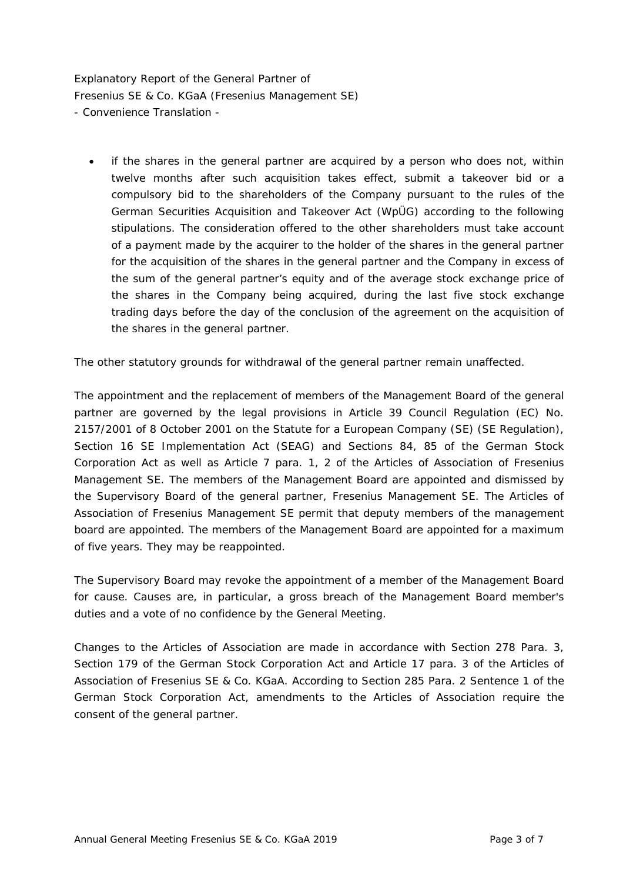- if the shares in the general partner are acquired by a person who does not, within twelve months after such acquisition takes effect, submit a takeover bid or a compulsory bid to the shareholders of the Company pursuant to the rules of the German Securities Acquisition and Takeover Act (WpÜG) according to the following stipulations. The consideration offered to the other shareholders must take account of a payment made by the acquirer to the holder of the shares in the general partner for the acquisition of the shares in the general partner and the Company in excess of the sum of the general partner's equity and of the average stock exchange price of the shares in the Company being acquired, during the last five stock exchange trading days before the day of the conclusion of the agreement on the acquisition of the shares in the general partner.

The other statutory grounds for withdrawal of the general partner remain unaffected.

The appointment and the replacement of members of the Management Board of the general partner are governed by the legal provisions in Article 39 Council Regulation (EC) No. 2157/2001 of 8 October 2001 on the Statute for a European Company (SE) (SE Regulation), Section 16 SE Implementation Act (SEAG) and Sections 84, 85 of the German Stock Corporation Act as well as Article 7 para. 1, 2 of the Articles of Association of Fresenius Management SE. The members of the Management Board are appointed and dismissed by the Supervisory Board of the general partner, Fresenius Management SE. The Articles of Association of Fresenius Management SE permit that deputy members of the management board are appointed. The members of the Management Board are appointed for a maximum of five years. They may be reappointed.

The Supervisory Board may revoke the appointment of a member of the Management Board for cause. Causes are, in particular, a gross breach of the Management Board member's duties and a vote of no confidence by the General Meeting.

Changes to the Articles of Association are made in accordance with Section 278 Para. 3, Section 179 of the German Stock Corporation Act and Article 17 para. 3 of the Articles of Association of Fresenius SE & Co. KGaA. According to Section 285 Para. 2 Sentence 1 of the German Stock Corporation Act, amendments to the Articles of Association require the consent of the general partner.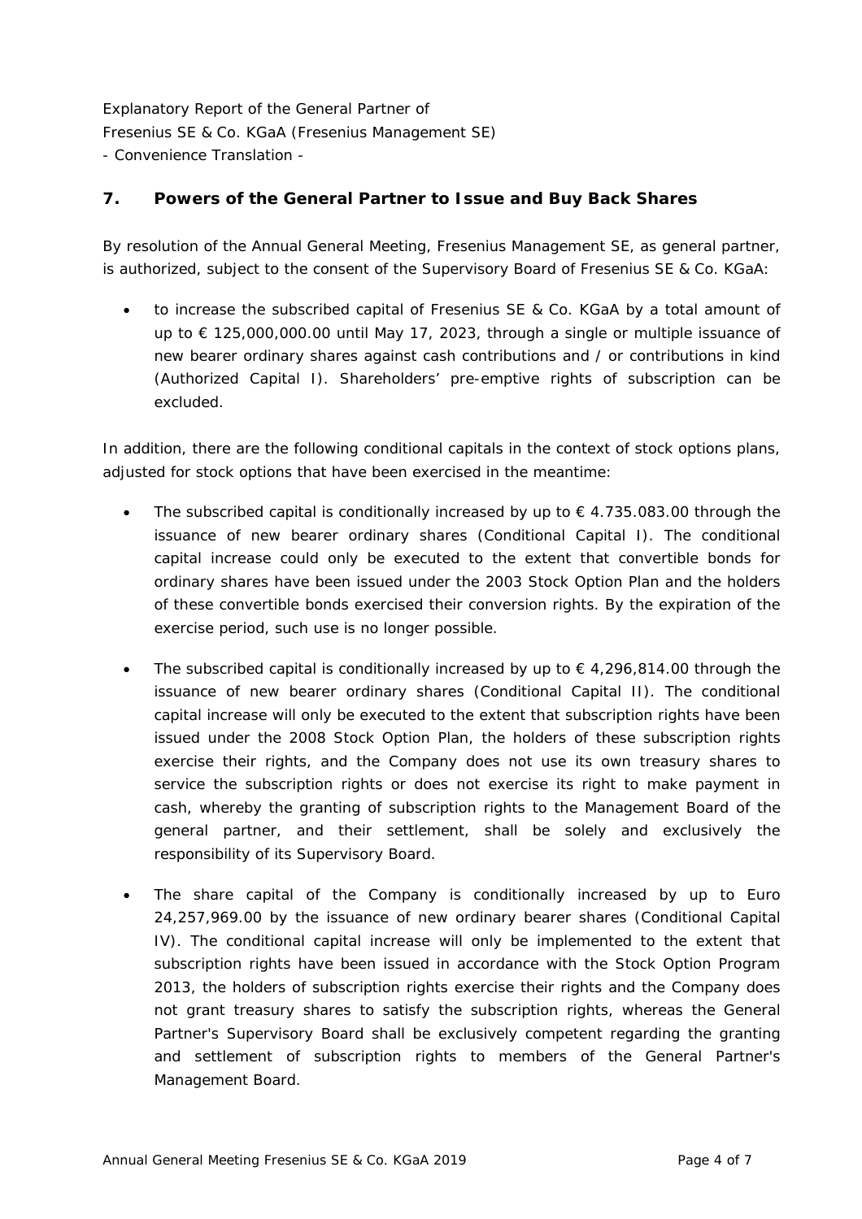Explanatory Report of the General Partner of
Fresenius SE & Co. KGaA (Fresenius Management SE)
- Convenience Translation -

## 7. Powers of the General Partner to Issue and Buy Back Shares

By resolution of the Annual General Meeting, Fresenius Management SE, as general partner, is authorized, subject to the consent of the Supervisory Board of Fresenius SE & Co. KGaA:

- to increase the subscribed capital of Fresenius SE & Co. KGaA by a total amount of up to € 125,000,000.00 until May 17, 2023, through a single or multiple issuance of new bearer ordinary shares against cash contributions and / or contributions in kind (Authorized Capital I). Shareholders' pre-emptive rights of subscription can be excluded.

In addition, there are the following conditional capitals in the context of stock options plans, adjusted for stock options that have been exercised in the meantime:

- The subscribed capital is conditionally increased by up to € 4.735.083.00 through the issuance of new bearer ordinary shares (Conditional Capital I). The conditional capital increase could only be executed to the extent that convertible bonds for ordinary shares have been issued under the 2003 Stock Option Plan and the holders of these convertible bonds exercised their conversion rights. By the expiration of the exercise period, such use is no longer possible.
- The subscribed capital is conditionally increased by up to € 4,296,814.00 through the issuance of new bearer ordinary shares (Conditional Capital II). The conditional capital increase will only be executed to the extent that subscription rights have been issued under the 2008 Stock Option Plan, the holders of these subscription rights exercise their rights, and the Company does not use its own treasury shares to service the subscription rights or does not exercise its right to make payment in cash, whereby the granting of subscription rights to the Management Board of the general partner, and their settlement, shall be solely and exclusively the responsibility of its Supervisory Board.
- The share capital of the Company is conditionally increased by up to Euro 24,257,969.00 by the issuance of new ordinary bearer shares (Conditional Capital IV). The conditional capital increase will only be implemented to the extent that subscription rights have been issued in accordance with the Stock Option Program 2013, the holders of subscription rights exercise their rights and the Company does not grant treasury shares to satisfy the subscription rights, whereas the General Partner's Supervisory Board shall be exclusively competent regarding the granting and settlement of subscription rights to members of the General Partner's Management Board.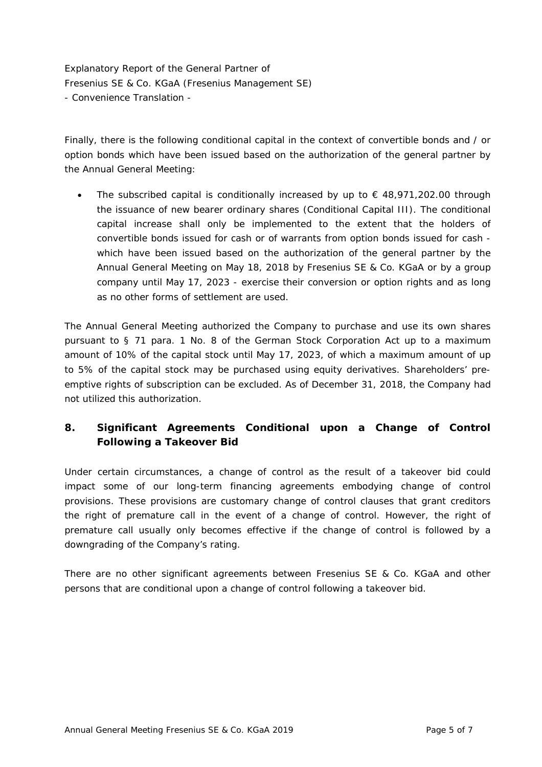Finally, there is the following conditional capital in the context of convertible bonds and / or option bonds which have been issued based on the authorization of the general partner by the Annual General Meeting:

- The subscribed capital is conditionally increased by up to € 48,971,202.00 through the issuance of new bearer ordinary shares (Conditional Capital III). The conditional capital increase shall only be implemented to the extent that the holders of convertible bonds issued for cash or of warrants from option bonds issued for cash - which have been issued based on the authorization of the general partner by the Annual General Meeting on May 18, 2018 by Fresenius SE & Co. KGaA or by a group company until May 17, 2023 - exercise their conversion or option rights and as long as no other forms of settlement are used.

The Annual General Meeting authorized the Company to purchase and use its own shares pursuant to § 71 para. 1 No. 8 of the German Stock Corporation Act up to a maximum amount of 10% of the capital stock until May 17, 2023, of which a maximum amount of up to 5% of the capital stock may be purchased using equity derivatives. Shareholders' pre-emptive rights of subscription can be excluded. As of December 31, 2018, the Company had not utilized this authorization.

## 8. Significant Agreements Conditional upon a Change of Control Following a Takeover Bid

Under certain circumstances, a change of control as the result of a takeover bid could impact some of our long-term financing agreements embodying change of control provisions. These provisions are customary change of control clauses that grant creditors the right of premature call in the event of a change of control. However, the right of premature call usually only becomes effective if the change of control is followed by a downgrading of the Company's rating.

There are no other significant agreements between Fresenius SE & Co. KGaA and other persons that are conditional upon a change of control following a takeover bid.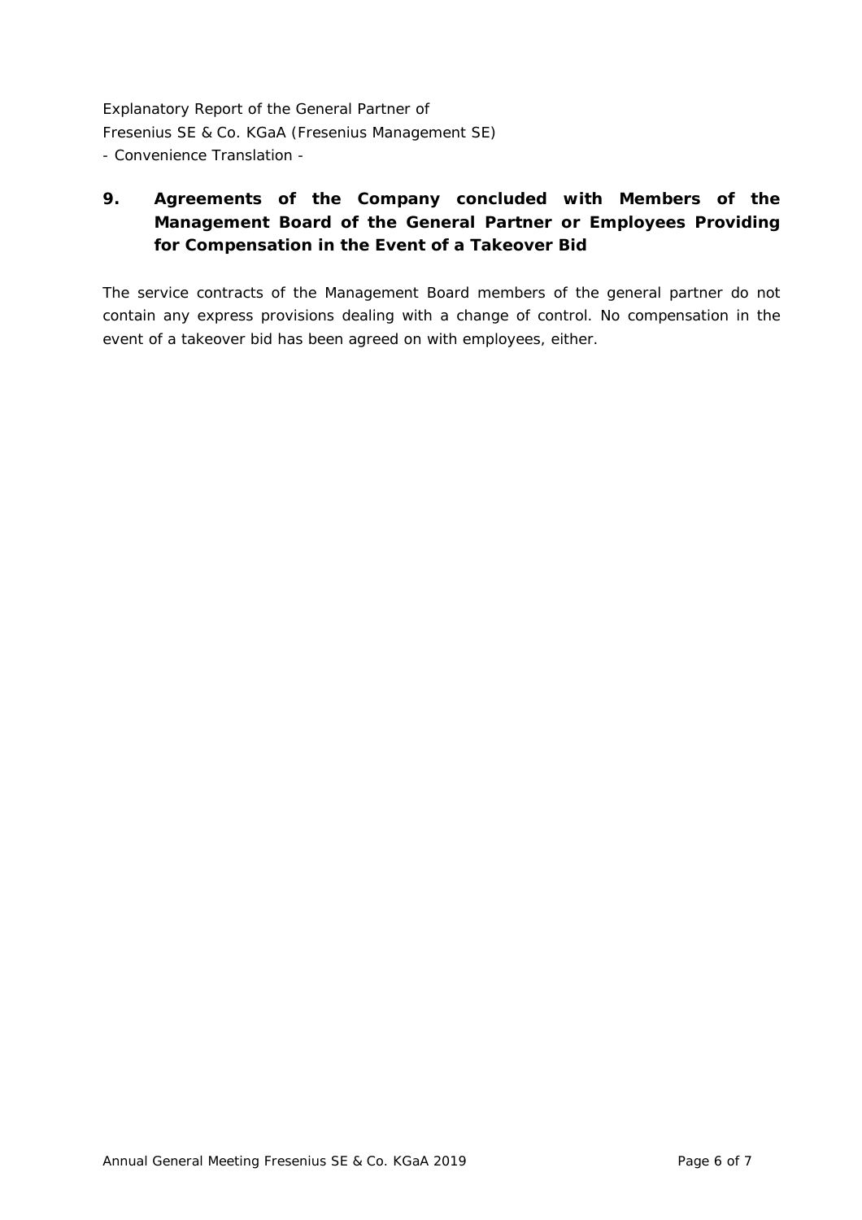## 9. Agreements of the Company concluded with Members of the Management Board of the General Partner or Employees Providing for Compensation in the Event of a Takeover Bid

The service contracts of the Management Board members of the general partner do not contain any express provisions dealing with a change of control. No compensation in the event of a takeover bid has been agreed on with employees, either.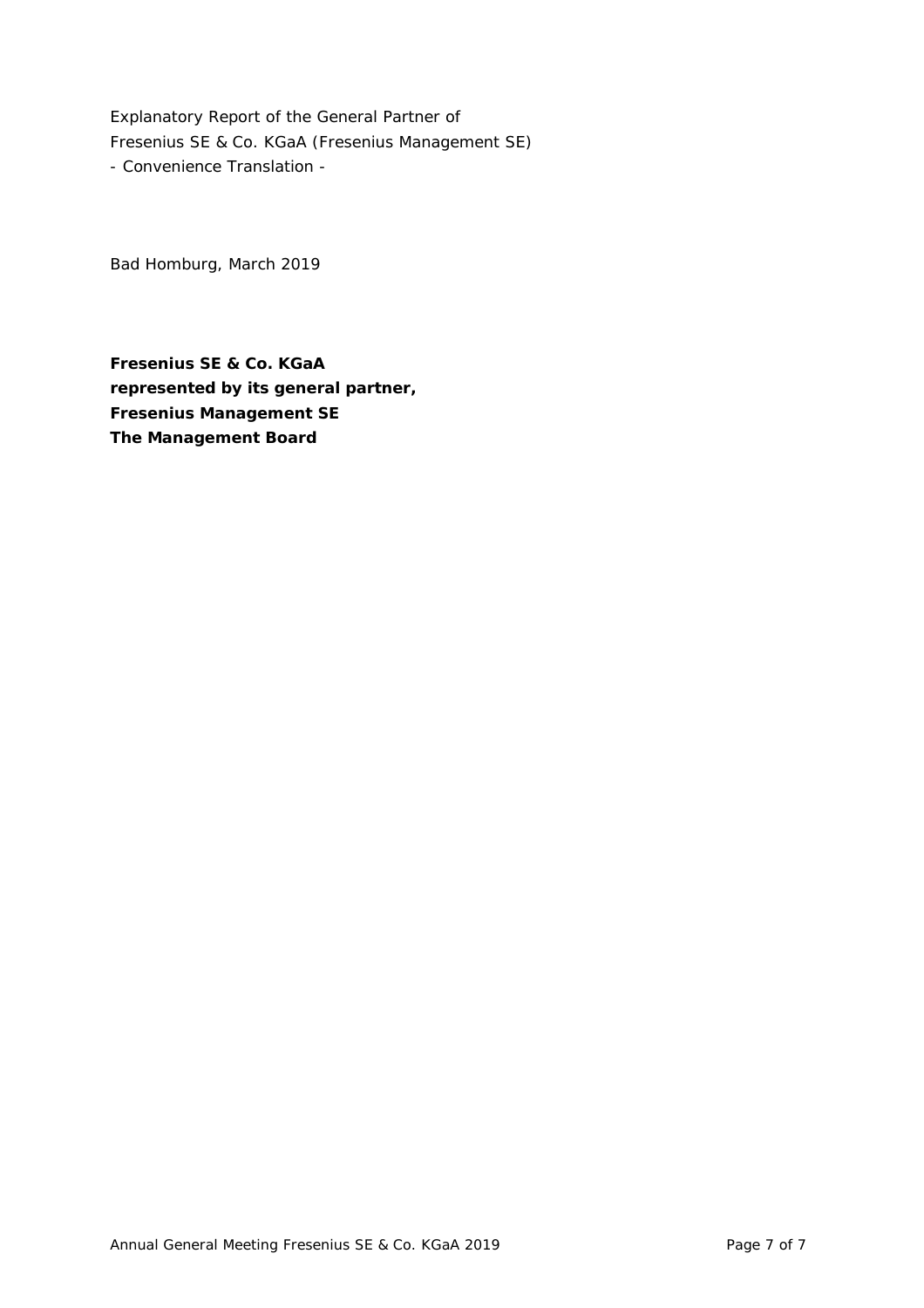Explanatory Report of the General Partner of
Fresenius SE & Co. KGaA (Fresenius Management SE)
- Convenience Translation -

Bad Homburg, March 2019

**Fresenius SE & Co. KGaA**
**represented by its general partner,**
**Fresenius Management SE**
**The Management Board**